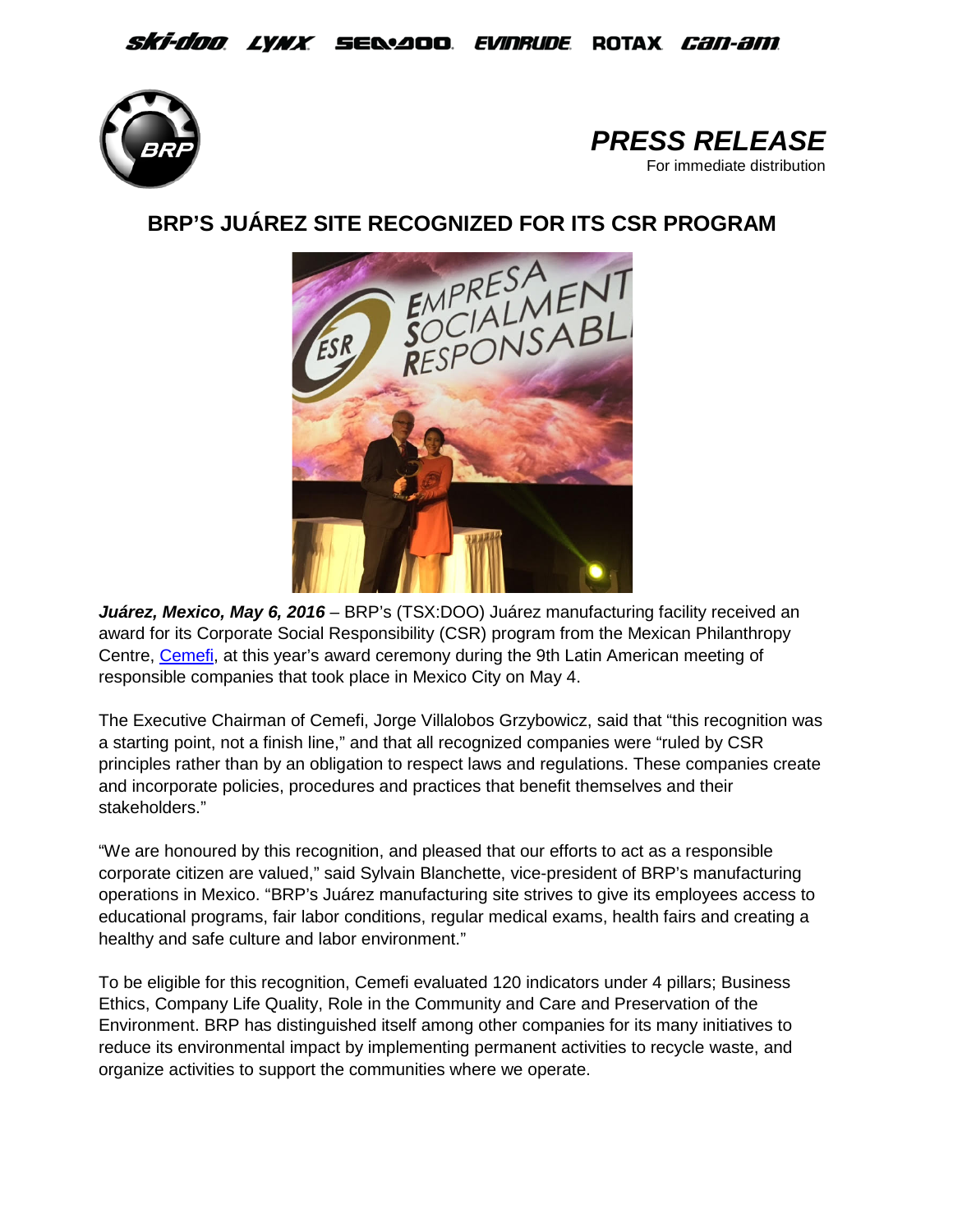ski-doo LYNX SEA-DOO EVINRUDE ROTAX can-am

*PRESS RELEASE*
For immediate distribution

# BRP'S JUÁREZ SITE RECOGNIZED FOR ITS CSR PROGRAM

***Juárez, Mexico, May 6, 2016*** – BRP's (TSX:DOO) Juárez manufacturing facility received an award for its Corporate Social Responsibility (CSR) program from the Mexican Philanthropy Centre, Cemefi, at this year's award ceremony during the 9th Latin American meeting of responsible companies that took place in Mexico City on May 4.

The Executive Chairman of Cemefi, Jorge Villalobos Grzybowicz, said that "this recognition was a starting point, not a finish line," and that all recognized companies were "ruled by CSR principles rather than by an obligation to respect laws and regulations. These companies create and incorporate policies, procedures and practices that benefit themselves and their stakeholders."

"We are honoured by this recognition, and pleased that our efforts to act as a responsible corporate citizen are valued," said Sylvain Blanchette, vice-president of BRP's manufacturing operations in Mexico. "BRP's Juárez manufacturing site strives to give its employees access to educational programs, fair labor conditions, regular medical exams, health fairs and creating a healthy and safe culture and labor environment."

To be eligible for this recognition, Cemefi evaluated 120 indicators under 4 pillars; Business Ethics, Company Life Quality, Role in the Community and Care and Preservation of the Environment. BRP has distinguished itself among other companies for its many initiatives to reduce its environmental impact by implementing permanent activities to recycle waste, and organize activities to support the communities where we operate.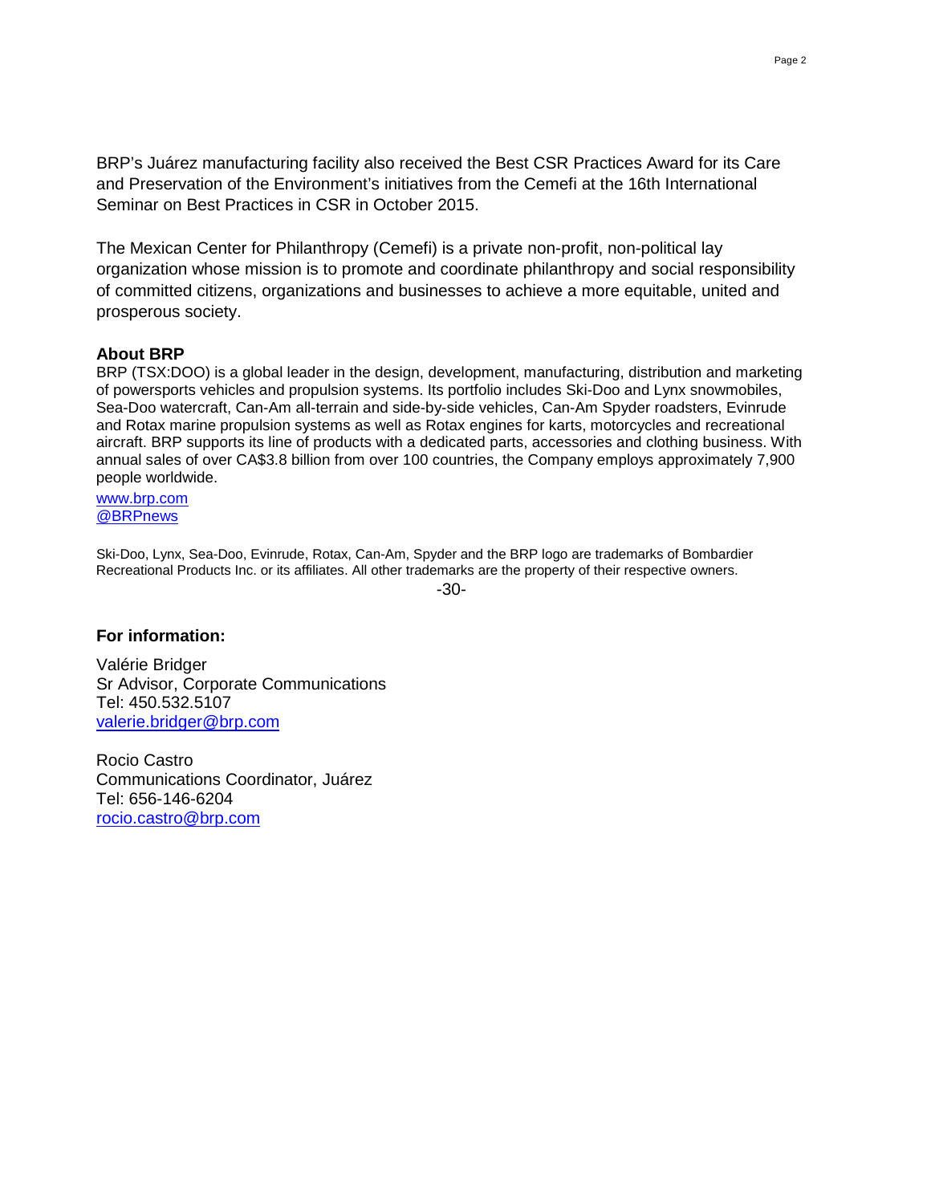BRP's Juárez manufacturing facility also received the Best CSR Practices Award for its Care and Preservation of the Environment's initiatives from the Cemefi at the 16th International Seminar on Best Practices in CSR in October 2015.

The Mexican Center for Philanthropy (Cemefi) is a private non-profit, non-political lay organization whose mission is to promote and coordinate philanthropy and social responsibility of committed citizens, organizations and businesses to achieve a more equitable, united and prosperous society.

**About BRP**

BRP (TSX:DOO) is a global leader in the design, development, manufacturing, distribution and marketing of powersports vehicles and propulsion systems. Its portfolio includes Ski-Doo and Lynx snowmobiles, Sea-Doo watercraft, Can-Am all-terrain and side-by-side vehicles, Can-Am Spyder roadsters, Evinrude and Rotax marine propulsion systems as well as Rotax engines for karts, motorcycles and recreational aircraft. BRP supports its line of products with a dedicated parts, accessories and clothing business. With annual sales of over CA$3.8 billion from over 100 countries, the Company employs approximately 7,900 people worldwide.

[www.brp.com](http://www.brp.com)
[@BRPnews](https://twitter.com/BRPnews)

Ski-Doo, Lynx, Sea-Doo, Evinrude, Rotax, Can-Am, Spyder and the BRP logo are trademarks of Bombardier Recreational Products Inc. or its affiliates. All other trademarks are the property of their respective owners.

-30-

**For information:**

Valérie Bridger
Sr Advisor, Corporate Communications
Tel: 450.532.5107
[valerie.bridger@brp.com](mailto:valerie.bridger@brp.com)

Rocio Castro
Communications Coordinator, Juárez
Tel: 656-146-6204
[rocio.castro@brp.com](mailto:rocio.castro@brp.com)